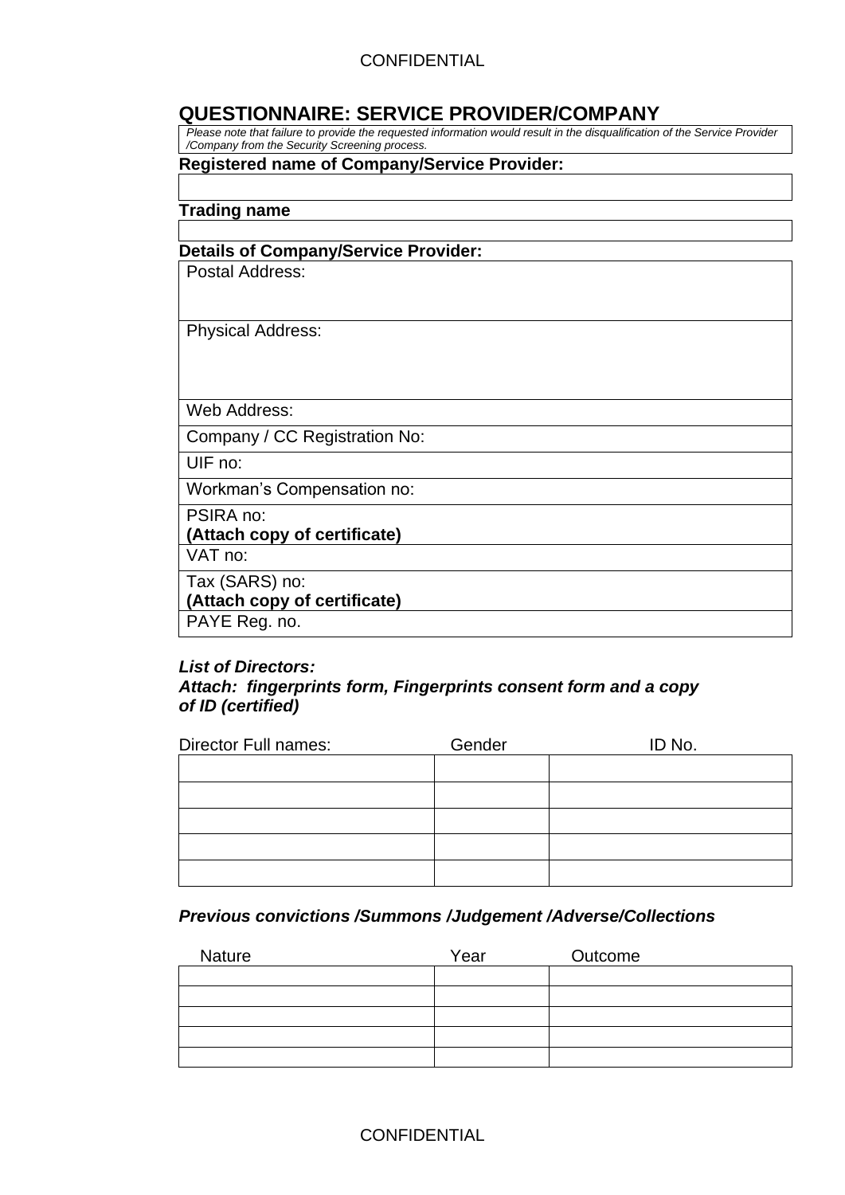# QUESTIONNAIRE: SERVICE PROVIDER/COMPANY

*Please note that failure to provide the requested information would result in the disqualification of the Service Provider /Company from the Security Screening process.*

**Registered name of Company/Service Provider:**

| |
|---|
| |

**Trading name**

| |
|---|
| |

**Details of Company/Service Provider:**

| |
|---|
| Postal Address: |
| Physical Address: |
| Web Address: |
| Company / CC Registration No: |
| UIF no: |
| Workman's Compensation no: |
| PSIRA no: **(Attach copy of certificate)** |
| VAT no: |
| Tax (SARS) no: **(Attach copy of certificate)** |
| PAYE Reg. no. |

***List of Directors:***
***Attach: fingerprints form, Fingerprints consent form and a copy of ID (certified)***

| Director Full names: | Gender | ID No. |
|---|---|---|
| | | |
| | | |
| | | |
| | | |
| | | |

***Previous convictions /Summons /Judgement /Adverse/Collections***

| Nature | Year | Outcome |
|---|---|---|
| | | |
| | | |
| | | |
| | | |
| | | |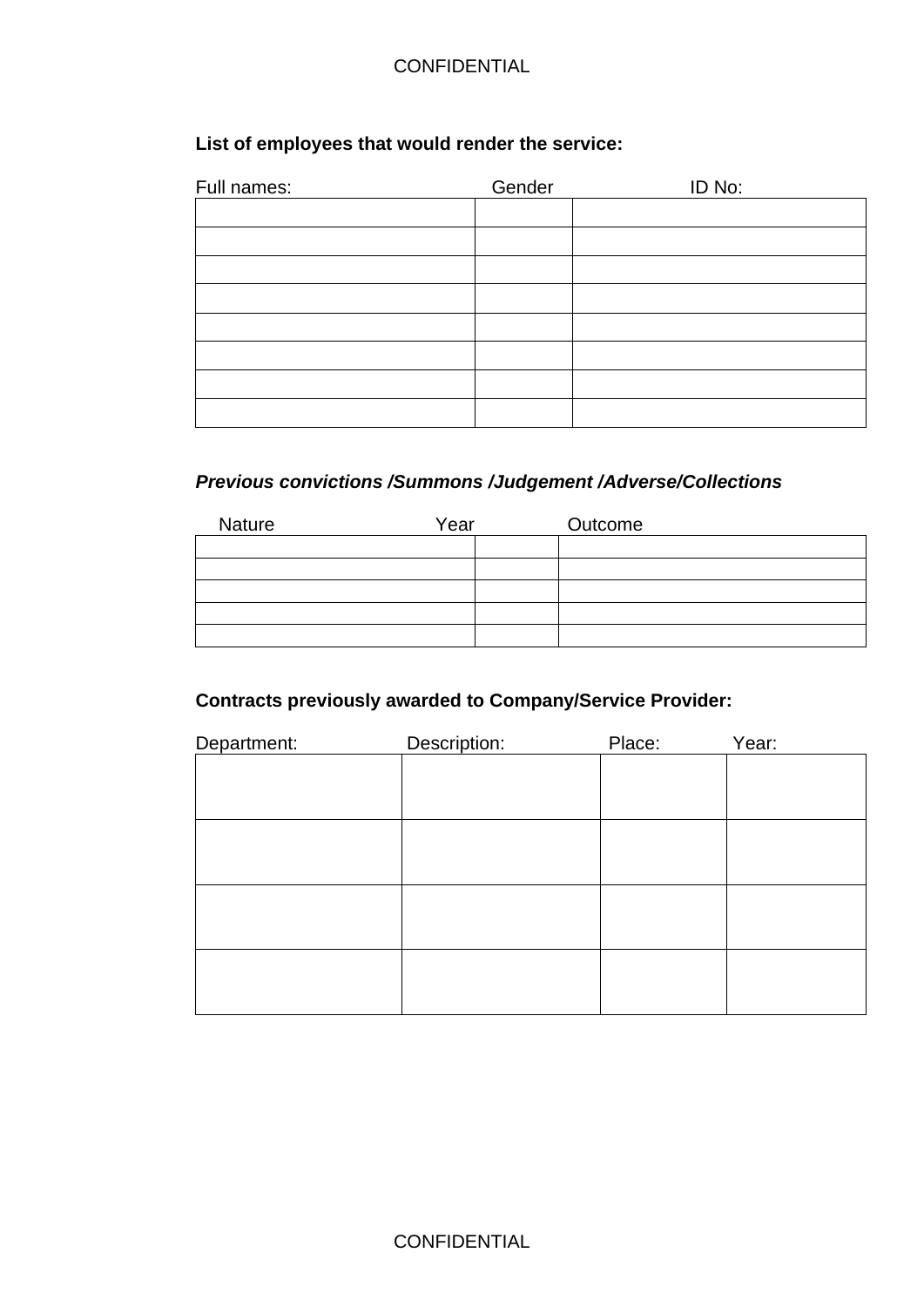**List of employees that would render the service:**

| Full names: | Gender | ID No: |
|---|---|---|
| | | |
| | | |
| | | |
| | | |
| | | |
| | | |
| | | |
| | | |

***Previous convictions /Summons /Judgement /Adverse/Collections***

| Nature | Year | Outcome |
|---|---|---|
| | | |
| | | |
| | | |
| | | |
| | | |

**Contracts previously awarded to Company/Service Provider:**

| Department: | Description: | Place: | Year: |
|---|---|---|---|
| | | | |
| | | | |
| | | | |
| | | | |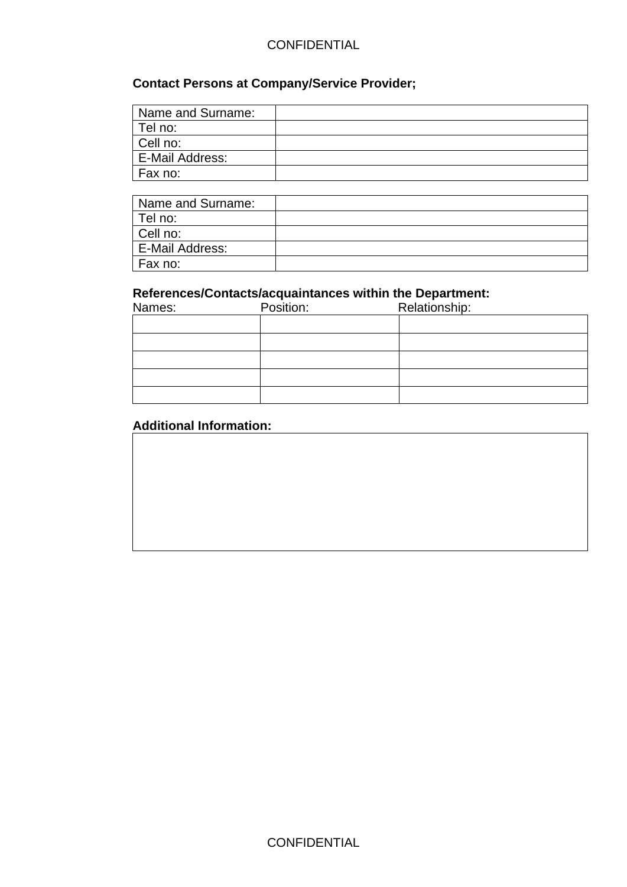**Contact Persons at Company/Service Provider;**

| Name and Surname: | |
|---|---|
| Tel no: | |
| Cell no: | |
| E-Mail Address: | |
| Fax no: | |

| Name and Surname: | |
|---|---|
| Tel no: | |
| Cell no: | |
| E-Mail Address: | |
| Fax no: | |

**References/Contacts/acquaintances within the Department:**

| Names: | Position: | Relationship: |
|---|---|---|
| | | |
| | | |
| | | |
| | | |
| | | |

**Additional Information:**

| |
|---|
| |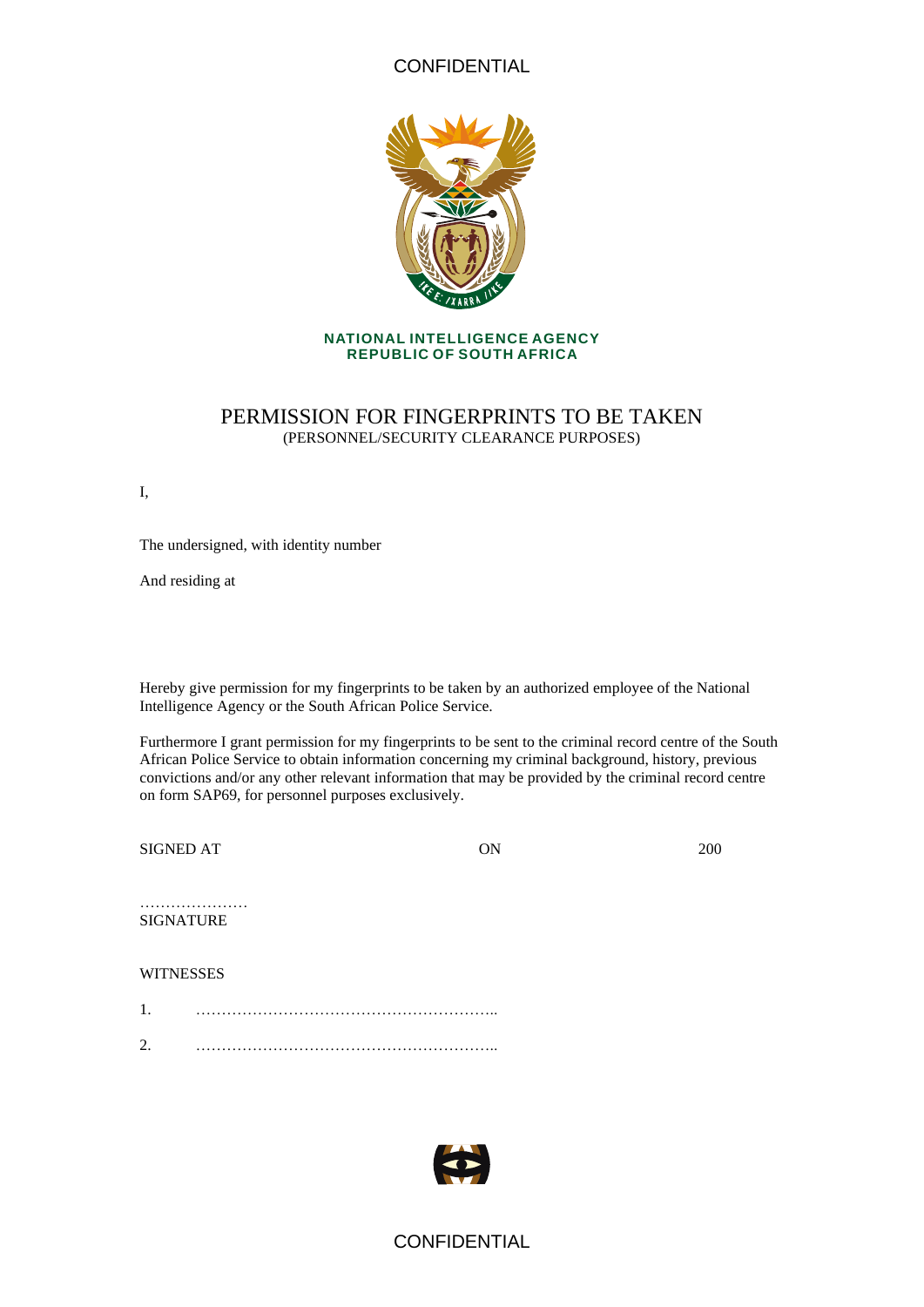CONFIDENTIAL

**NATIONAL INTELLIGENCE AGENCY**
**REPUBLIC OF SOUTH AFRICA**

# PERMISSION FOR FINGERPRINTS TO BE TAKEN

(PERSONNEL/SECURITY CLEARANCE PURPOSES)

I,

The undersigned, with identity number

And residing at

Hereby give permission for my fingerprints to be taken by an authorized employee of the National Intelligence Agency or the South African Police Service.

Furthermore I grant permission for my fingerprints to be sent to the criminal record centre of the South African Police Service to obtain information concerning my criminal background, history, previous convictions and/or any other relevant information that may be provided by the criminal record centre on form SAP69, for personnel purposes exclusively.

SIGNED AT ON 200

…………………
SIGNATURE

WITNESSES

1. …………………………………………………..

2. …………………………………………………..

CONFIDENTIAL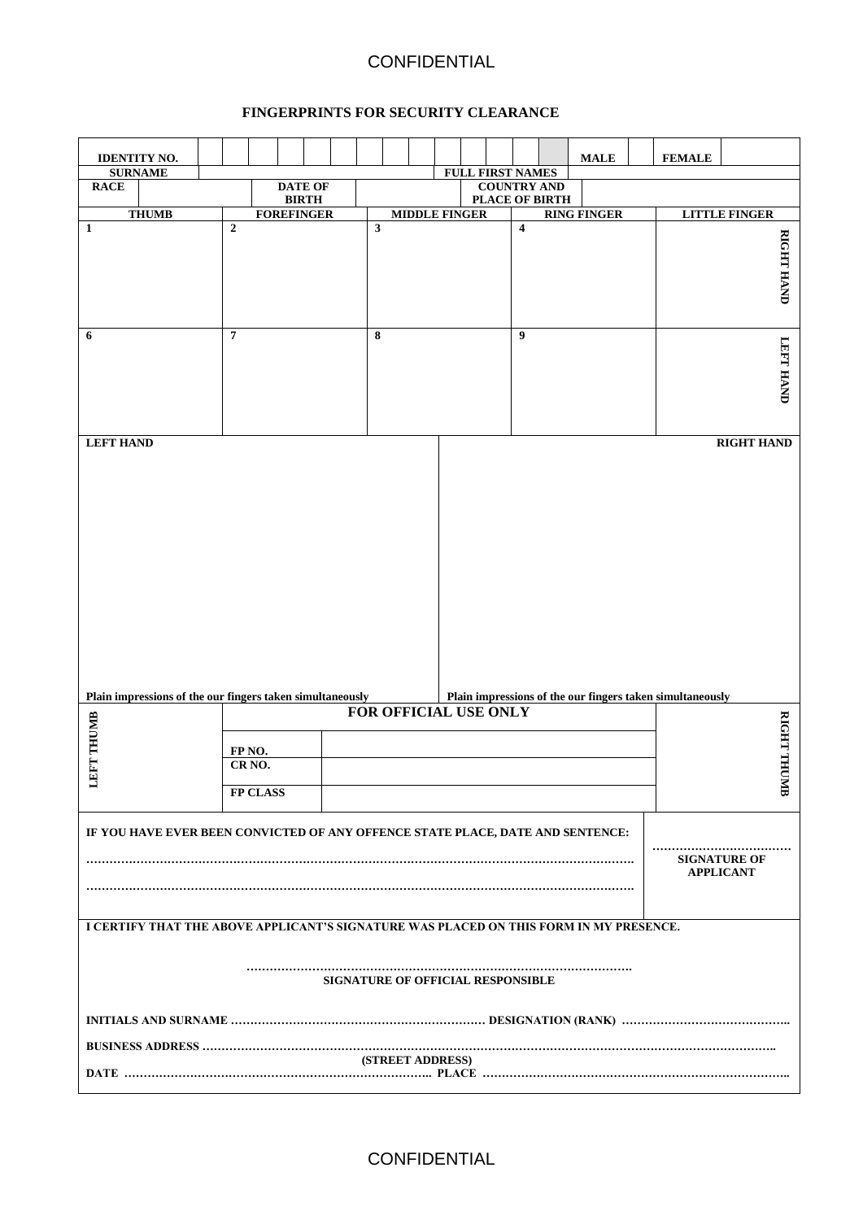CONFIDENTIAL

## FINGERPRINTS FOR SECURITY CLEARANCE

| | | | | | |
|---|---|---|---|---|---|
| **IDENTITY NO.** | | | **MALE** | | **FEMALE** |
| **SURNAME** | | **FULL FIRST NAMES** | | | |
| **RACE** | | **DATE OF BIRTH** | | **COUNTRY AND PLACE OF BIRTH** | |

| **THUMB** | **FOREFINGER** | **MIDDLE FINGER** | **RING FINGER** | **LITTLE FINGER** |
|---|---|---|---|---|
| 1 | 2 | 3 | 4 | **RIGHT HAND** |
| 6 | 7 | 8 | 9 | **LEFT HAND** |

| **LEFT HAND** | **RIGHT HAND** |
|---|---|
| Plain impressions of the our fingers taken simultaneously | Plain impressions of the our fingers taken simultaneously |

| | **FOR OFFICIAL USE ONLY** | | |
|---|---|---|---|
| **LEFT THUMB** | **FP NO.** | | **RIGHT THUMB** |
| | **CR NO.** | | |
| | **FP CLASS** | | |

**IF YOU HAVE EVER BEEN CONVICTED OF ANY OFFENCE STATE PLACE, DATE AND SENTENCE:**

…………………………………………………………………………………………………………………….

…………………………………………………………………………………………………………………….

……………………………… **SIGNATURE OF APPLICANT**

**I CERTIFY THAT THE ABOVE APPLICANT'S SIGNATURE WAS PLACED ON THIS FORM IN MY PRESENCE.**

……………………………………………………………………………………….
**SIGNATURE OF OFFICIAL RESPONSIBLE**

**INITIALS AND SURNAME** ………………………………………………………… **DESIGNATION (RANK)** ……………………………………..

**BUSINESS ADDRESS** …………………………………………………………………………………………………………………..
**(STREET ADDRESS)**

**DATE** ……………………………………………………………………….. **PLACE** ……………………………………………………………………..

CONFIDENTIAL